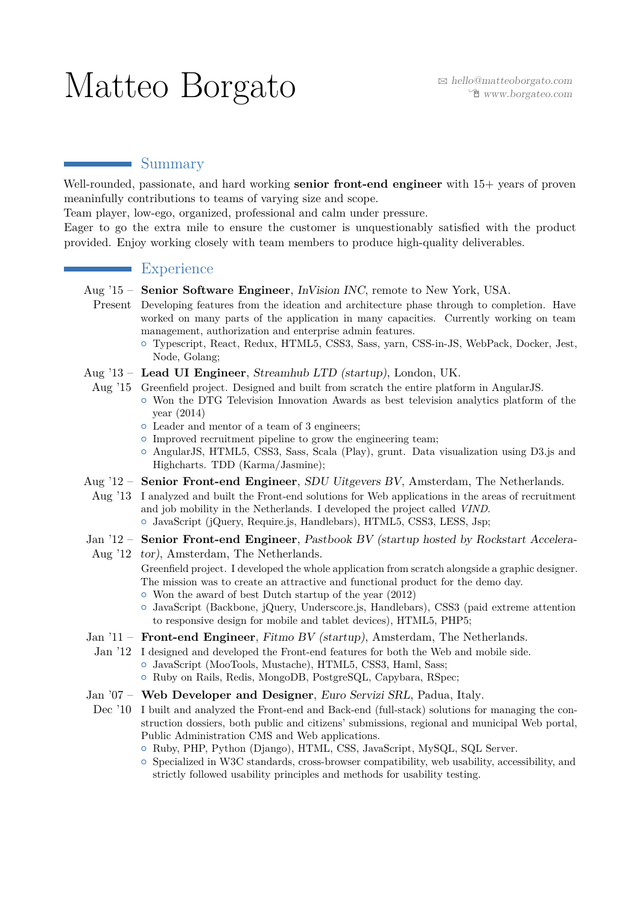# Matteo Borgato

hello@matteoborgato.com
www.borgateo.com

## Summary

Well-rounded, passionate, and hard working **senior front-end engineer** with 15+ years of proven meaninfully contributions to teams of varying size and scope.
Team player, low-ego, organized, professional and calm under pressure.
Eager to go the extra mile to ensure the customer is unquestionably satisfied with the product provided. Enjoy working closely with team members to produce high-quality deliverables.

## Experience

**Aug '15 – Present** — **Senior Software Engineer**, *InVision INC*, remote to New York, USA.
Developing features from the ideation and architecture phase through to completion. Have worked on many parts of the application in many capacities. Currently working on team management, authorization and enterprise admin features.

- Typescript, React, Redux, HTML5, CSS3, Sass, yarn, CSS-in-JS, WebPack, Docker, Jest, Node, Golang;

**Aug '13 – Aug '15** — **Lead UI Engineer**, *Streamhub LTD (startup)*, London, UK.
Greenfield project. Designed and built from scratch the entire platform in AngularJS.

- Won the DTG Television Innovation Awards as best television analytics platform of the year (2014)
- Leader and mentor of a team of 3 engineers;
- Improved recruitment pipeline to grow the engineering team;
- AngularJS, HTML5, CSS3, Sass, Scala (Play), grunt. Data visualization using D3.js and Highcharts. TDD (Karma/Jasmine);

**Aug '12 – Aug '13** — **Senior Front-end Engineer**, *SDU Uitgevers BV*, Amsterdam, The Netherlands.
I analyzed and built the Front-end solutions for Web applications in the areas of recruitment and job mobility in the Netherlands. I developed the project called *VIND*.

- JavaScript (jQuery, Require.js, Handlebars), HTML5, CSS3, LESS, Jsp;

**Jan '12 – Aug '12** — **Senior Front-end Engineer**, *Pastbook BV (startup hosted by Rockstart Accelerator)*, Amsterdam, The Netherlands.
Greenfield project. I developed the whole application from scratch alongside a graphic designer. The mission was to create an attractive and functional product for the demo day.

- Won the award of best Dutch startup of the year (2012)
- JavaScript (Backbone, jQuery, Underscore.js, Handlebars), CSS3 (paid extreme attention to responsive design for mobile and tablet devices), HTML5, PHP5;

**Jan '11 – Jan '12** — **Front-end Engineer**, *Fitmo BV (startup)*, Amsterdam, The Netherlands.
I designed and developed the Front-end features for both the Web and mobile side.

- JavaScript (MooTools, Mustache), HTML5, CSS3, Haml, Sass;
- Ruby on Rails, Redis, MongoDB, PostgreSQL, Capybara, RSpec;

**Jan '07 – Dec '10** — **Web Developer and Designer**, *Euro Servizi SRL*, Padua, Italy.
I built and analyzed the Front-end and Back-end (full-stack) solutions for managing the construction dossiers, both public and citizens' submissions, regional and municipal Web portal, Public Administration CMS and Web applications.

- Ruby, PHP, Python (Django), HTML, CSS, JavaScript, MySQL, SQL Server.
- Specialized in W3C standards, cross-browser compatibility, web usability, accessibility, and strictly followed usability principles and methods for usability testing.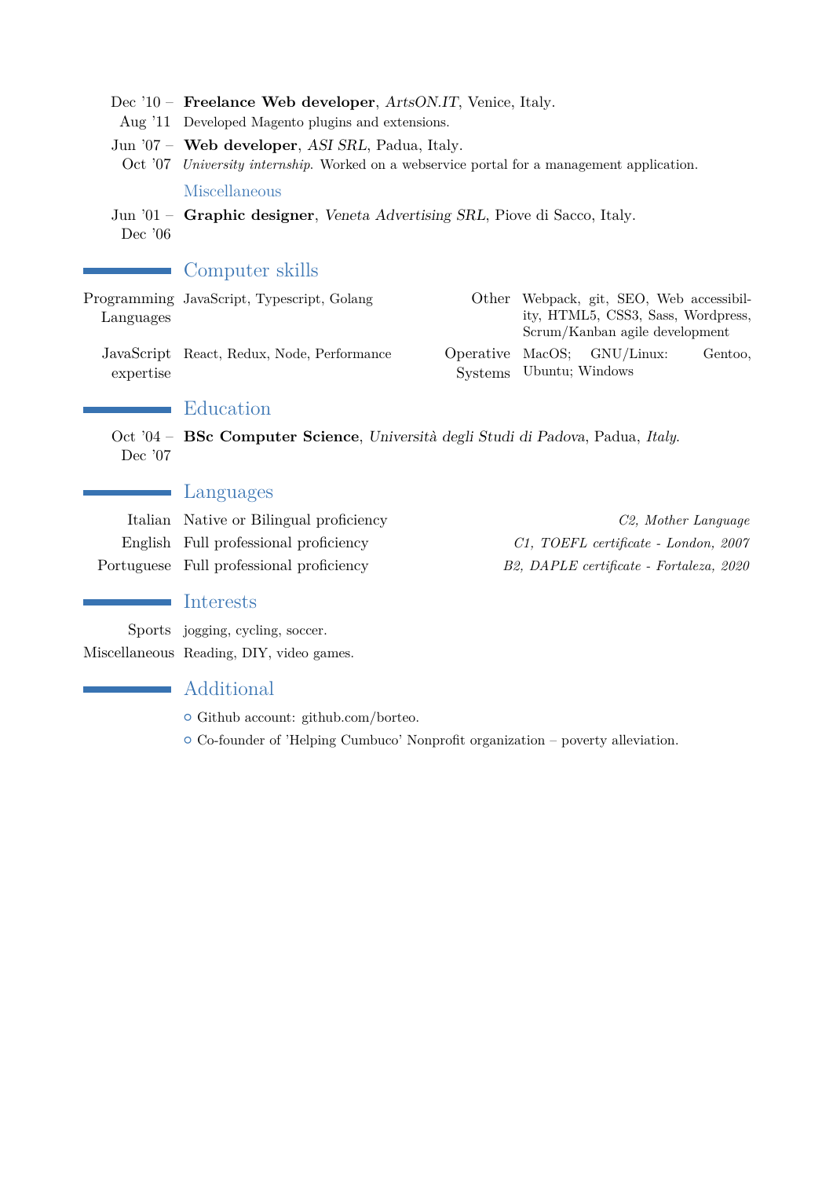Dec '10 – Aug '11 **Freelance Web developer**, *ArtsON.IT*, Venice, Italy.
Developed Magento plugins and extensions.

Jun '07 – Oct '07 **Web developer**, *ASI SRL*, Padua, Italy.
*University internship*. Worked on a webservice portal for a management application.

### Miscellaneous

Jun '01 – Dec '06 **Graphic designer**, *Veneta Advertising SRL*, Piove di Sacco, Italy.

## Computer skills

| | | | |
|---|---|---|---|
| Programming Languages | JavaScript, Typescript, Golang | Other | Webpack, git, SEO, Web accessibility, HTML5, CSS3, Sass, Wordpress, Scrum/Kanban agile development |
| JavaScript expertise | React, Redux, Node, Performance | Operative Systems | MacOS; GNU/Linux: Gentoo, Ubuntu; Windows |

## Education

Oct '04 – Dec '07 **BSc Computer Science**, *Università degli Studi di Padova*, Padua, *Italy*.

## Languages

| | | |
|---|---|---|
| Italian | Native or Bilingual proficiency | *C2, Mother Language* |
| English | Full professional proficiency | *C1, TOEFL certificate - London, 2007* |
| Portuguese | Full professional proficiency | *B2, DAPLE certificate - Fortaleza, 2020* |

## Interests

| | |
|---|---|
| Sports | jogging, cycling, soccer. |
| Miscellaneous | Reading, DIY, video games. |

## Additional

- Github account: github.com/borteo.
- Co-founder of 'Helping Cumbuco' Nonprofit organization – poverty alleviation.